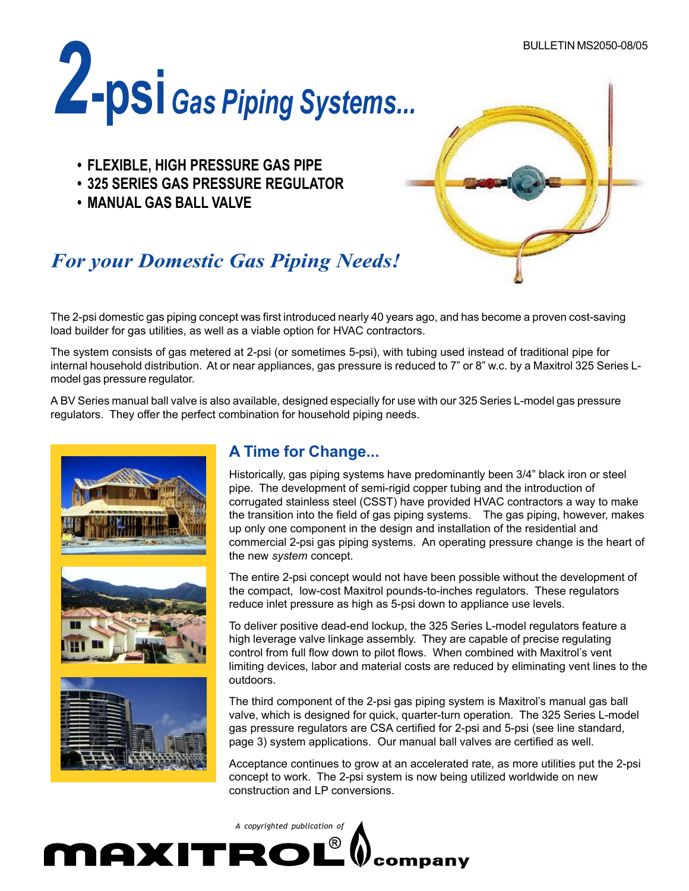BULLETIN MS2050-08/05

# 2-psi Gas Piping Systems...

- **FLEXIBLE, HIGH PRESSURE GAS PIPE**
- **325 SERIES GAS PRESSURE REGULATOR**
- **MANUAL GAS BALL VALVE**

## *For your Domestic Gas Piping Needs!*

The 2-psi domestic gas piping concept was first introduced nearly 40 years ago, and has become a proven cost-saving load builder for gas utilities, as well as a viable option for HVAC contractors.

The system consists of gas metered at 2-psi (or sometimes 5-psi), with tubing used instead of traditional pipe for internal household distribution. At or near appliances, gas pressure is reduced to 7" or 8" w.c. by a Maxitrol 325 Series L-model gas pressure regulator.

A BV Series manual ball valve is also available, designed especially for use with our 325 Series L-model gas pressure regulators. They offer the perfect combination for household piping needs.

## A Time for Change...

Historically, gas piping systems have predominantly been 3/4" black iron or steel pipe. The development of semi-rigid copper tubing and the introduction of corrugated stainless steel (CSST) have provided HVAC contractors a way to make the transition into the field of gas piping systems. The gas piping, however, makes up only one component in the design and installation of the residential and commercial 2-psi gas piping systems. An operating pressure change is the heart of the new *system* concept.

The entire 2-psi concept would not have been possible without the development of the compact, low-cost Maxitrol pounds-to-inches regulators. These regulators reduce inlet pressure as high as 5-psi down to appliance use levels.

To deliver positive dead-end lockup, the 325 Series L-model regulators feature a high leverage valve linkage assembly. They are capable of precise regulating control from full flow down to pilot flows. When combined with Maxitrol's vent limiting devices, labor and material costs are reduced by eliminating vent lines to the outdoors.

The third component of the 2-psi gas piping system is Maxitrol's manual gas ball valve, which is designed for quick, quarter-turn operation. The 325 Series L-model gas pressure regulators are CSA certified for 2-psi and 5-psi (see line standard, page 3) system applications. Our manual ball valves are certified as well.

Acceptance continues to grow at an accelerated rate, as more utilities put the 2-psi concept to work. The 2-psi system is now being utilized worldwide on new construction and LP conversions.

*A copyrighted publication of* MAXITROL® company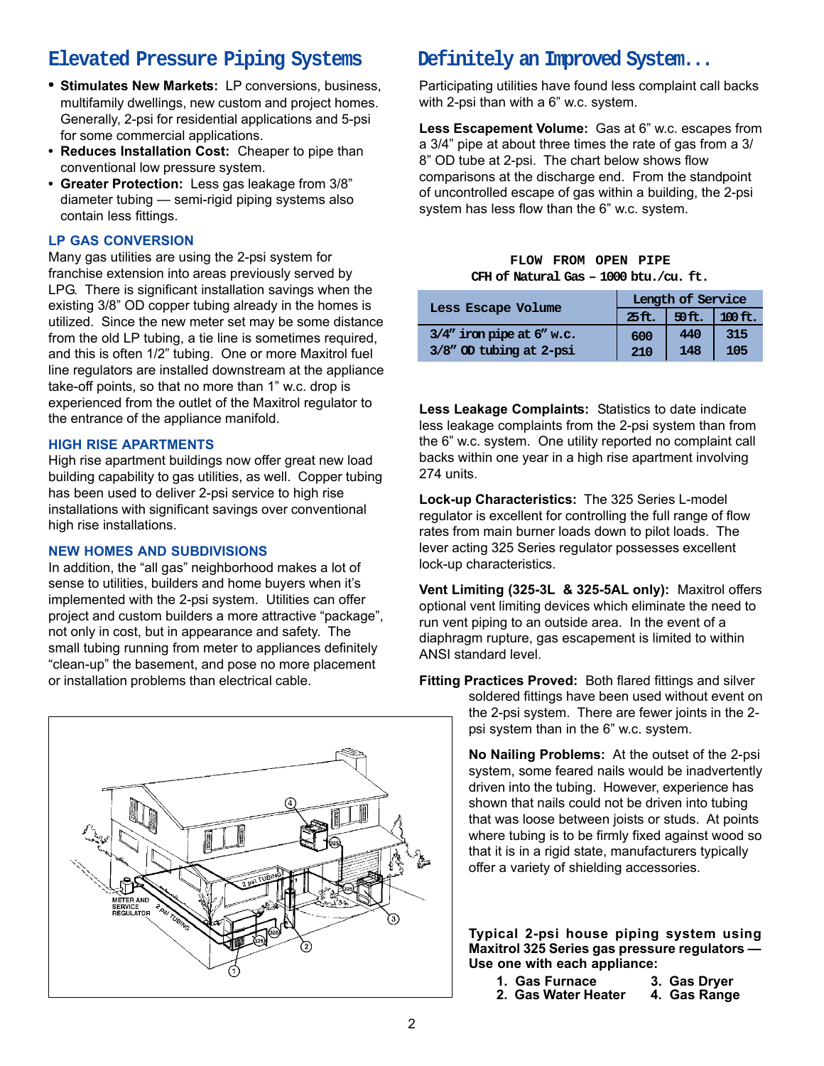## Elevated Pressure Piping Systems

- **Stimulates New Markets:** LP conversions, business, multifamily dwellings, new custom and project homes. Generally, 2-psi for residential applications and 5-psi for some commercial applications.
- **Reduces Installation Cost:** Cheaper to pipe than conventional low pressure system.
- **Greater Protection:** Less gas leakage from 3/8" diameter tubing — semi-rigid piping systems also contain less fittings.

### LP GAS CONVERSION

Many gas utilities are using the 2-psi system for franchise extension into areas previously served by LPG. There is significant installation savings when the existing 3/8" OD copper tubing already in the homes is utilized. Since the new meter set may be some distance from the old LP tubing, a tie line is sometimes required, and this is often 1/2" tubing. One or more Maxitrol fuel line regulators are installed downstream at the appliance take-off points, so that no more than 1" w.c. drop is experienced from the outlet of the Maxitrol regulator to the entrance of the appliance manifold.

### HIGH RISE APARTMENTS

High rise apartment buildings now offer great new load building capability to gas utilities, as well. Copper tubing has been used to deliver 2-psi service to high rise installations with significant savings over conventional high rise installations.

### NEW HOMES AND SUBDIVISIONS

In addition, the "all gas" neighborhood makes a lot of sense to utilities, builders and home buyers when it's implemented with the 2-psi system. Utilities can offer project and custom builders a more attractive "package", not only in cost, but in appearance and safety. The small tubing running from meter to appliances definitely "clean-up" the basement, and pose no more placement or installation problems than electrical cable.

## Definitely an Improved System...

Participating utilities have found less complaint call backs with 2-psi than with a 6" w.c. system.

**Less Escapement Volume:** Gas at 6" w.c. escapes from a 3/4" pipe at about three times the rate of gas from a 3/8" OD tube at 2-psi. The chart below shows flow comparisons at the discharge end. From the standpoint of uncontrolled escape of gas within a building, the 2-psi system has less flow than the 6" w.c. system.

**FLOW FROM OPEN PIPE**
**CFH of Natural Gas – 1000 btu./cu. ft.**

| Less Escape Volume | Length of Service | | |
|---|---|---|---|
| | 25 ft. | 50 ft. | 100 ft. |
| 3/4" iron pipe at 6" w.c. | 600 | 440 | 315 |
| 3/8" OD tubing at 2-psi | 210 | 148 | 105 |

**Less Leakage Complaints:** Statistics to date indicate less leakage complaints from the 2-psi system than from the 6" w.c. system. One utility reported no complaint call backs within one year in a high rise apartment involving 274 units.

**Lock-up Characteristics:** The 325 Series L-model regulator is excellent for controlling the full range of flow rates from main burner loads down to pilot loads. The lever acting 325 Series regulator possesses excellent lock-up characteristics.

**Vent Limiting (325-3L & 325-5AL only):** Maxitrol offers optional vent limiting devices which eliminate the need to run vent piping to an outside area. In the event of a diaphragm rupture, gas escapement is limited to within ANSI standard level.

**Fitting Practices Proved:** Both flared fittings and silver soldered fittings have been used without event on the 2-psi system. There are fewer joints in the 2-psi system than in the 6" w.c. system.

**No Nailing Problems:** At the outset of the 2-psi system, some feared nails would be inadvertently driven into the tubing. However, experience has shown that nails could not be driven into tubing that was loose between joists or studs. At points where tubing is to be firmly fixed against wood so that it is in a rigid state, manufacturers typically offer a variety of shielding accessories.

**Typical 2-psi house piping system using Maxitrol 325 Series gas pressure regulators — Use one with each appliance:**

1. Gas Furnace
2. Gas Water Heater
3. Gas Dryer
4. Gas Range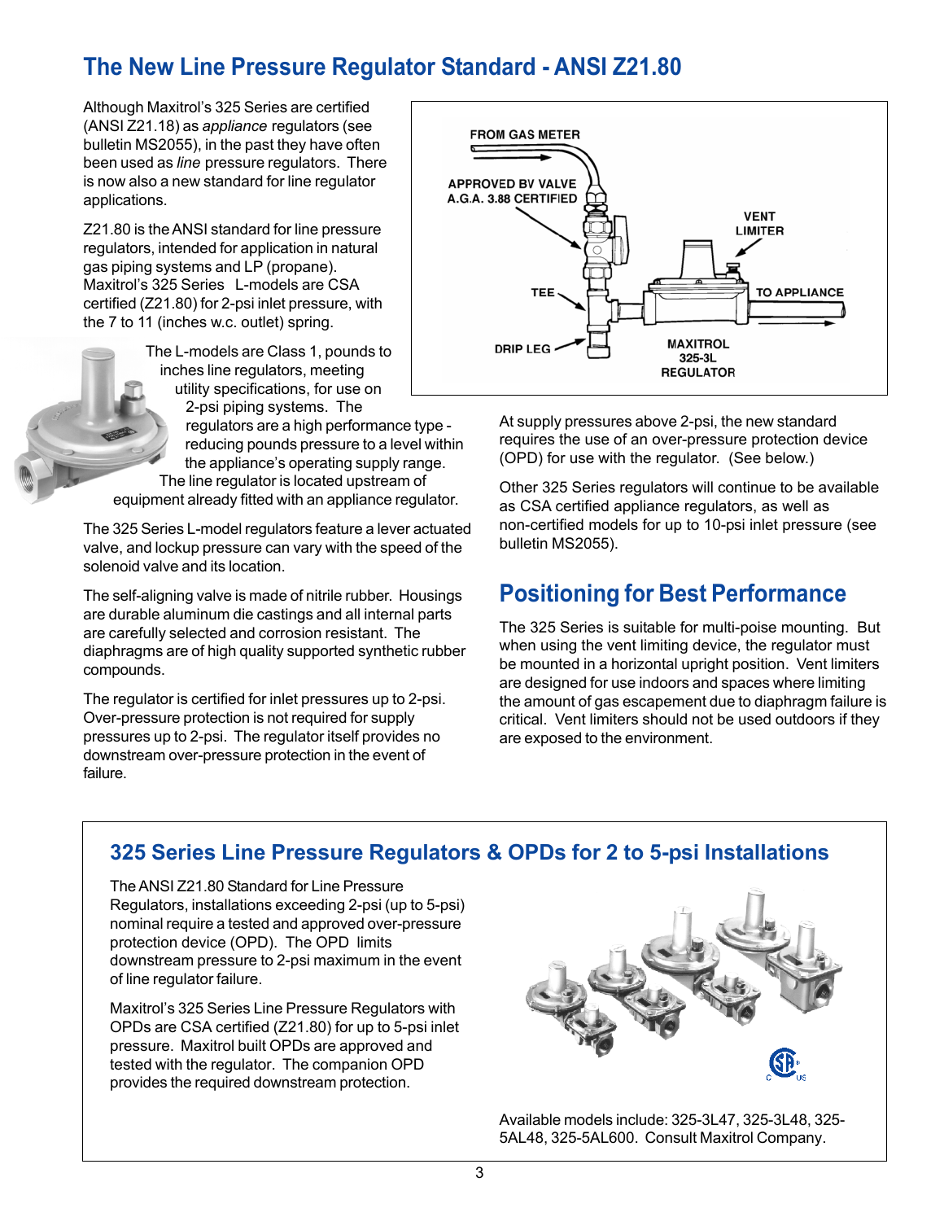## The New Line Pressure Regulator Standard - ANSI Z21.80

Although Maxitrol's 325 Series are certified (ANSI Z21.18) as *appliance* regulators (see bulletin MS2055), in the past they have often been used as *line* pressure regulators. There is now also a new standard for line regulator applications.

Z21.80 is the ANSI standard for line pressure regulators, intended for application in natural gas piping systems and LP (propane). Maxitrol's 325 Series L-models are CSA certified (Z21.80) for 2-psi inlet pressure, with the 7 to 11 (inches w.c. outlet) spring.

The L-models are Class 1, pounds to inches line regulators, meeting utility specifications, for use on 2-psi piping systems. The regulators are a high performance type - reducing pounds pressure to a level within the appliance's operating supply range. The line regulator is located upstream of equipment already fitted with an appliance regulator.

The 325 Series L-model regulators feature a lever actuated valve, and lockup pressure can vary with the speed of the solenoid valve and its location.

The self-aligning valve is made of nitrile rubber. Housings are durable aluminum die castings and all internal parts are carefully selected and corrosion resistant. The diaphragms are of high quality supported synthetic rubber compounds.

The regulator is certified for inlet pressures up to 2-psi. Over-pressure protection is not required for supply pressures up to 2-psi. The regulator itself provides no downstream over-pressure protection in the event of failure.

FROM GAS METER

APPROVED BV VALVE A.G.A. 3.88 CERTIFIED

VENT LIMITER

TEE

TO APPLIANCE

DRIP LEG

MAXITROL 325-3L REGULATOR

At supply pressures above 2-psi, the new standard requires the use of an over-pressure protection device (OPD) for use with the regulator. (See below.)

Other 325 Series regulators will continue to be available as CSA certified appliance regulators, as well as non-certified models for up to 10-psi inlet pressure (see bulletin MS2055).

## Positioning for Best Performance

The 325 Series is suitable for multi-poise mounting. But when using the vent limiting device, the regulator must be mounted in a horizontal upright position. Vent limiters are designed for use indoors and spaces where limiting the amount of gas escapement due to diaphragm failure is critical. Vent limiters should not be used outdoors if they are exposed to the environment.

### 325 Series Line Pressure Regulators & OPDs for 2 to 5-psi Installations

The ANSI Z21.80 Standard for Line Pressure Regulators, installations exceeding 2-psi (up to 5-psi) nominal require a tested and approved over-pressure protection device (OPD). The OPD limits downstream pressure to 2-psi maximum in the event of line regulator failure.

Maxitrol's 325 Series Line Pressure Regulators with OPDs are CSA certified (Z21.80) for up to 5-psi inlet pressure. Maxitrol built OPDs are approved and tested with the regulator. The companion OPD provides the required downstream protection.

Available models include: 325-3L47, 325-3L48, 325-5AL48, 325-5AL600. Consult Maxitrol Company.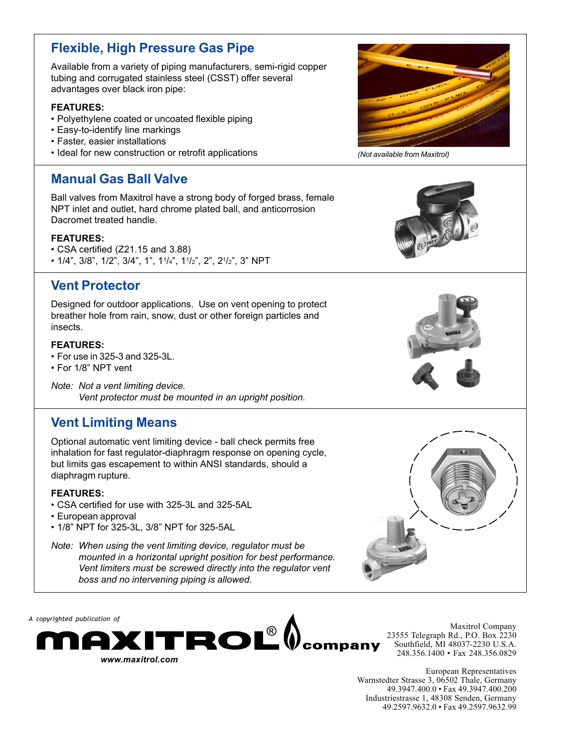## Flexible, High Pressure Gas Pipe

Available from a variety of piping manufacturers, semi-rigid copper tubing and corrugated stainless steel (CSST) offer several advantages over black iron pipe:

**FEATURES:**

- Polyethylene coated or uncoated flexible piping
- Easy-to-identify line markings
- Faster, easier installations
- Ideal for new construction or retrofit applications

*(Not available from Maxitrol)*

## Manual Gas Ball Valve

Ball valves from Maxitrol have a strong body of forged brass, female NPT inlet and outlet, hard chrome plated ball, and anticorrosion Dacromet treated handle.

**FEATURES:**

- CSA certified (Z21.15 and 3.88)
- 1/4", 3/8", 1/2", 3/4", 1", 1 1/4", 1 1/2", 2", 2 1/2", 3" NPT

## Vent Protector

Designed for outdoor applications. Use on vent opening to protect breather hole from rain, snow, dust or other foreign particles and insects.

**FEATURES:**

- For use in 325-3 and 325-3L.
- For 1/8" NPT vent

*Note: Not a vent limiting device.*
*Vent protector must be mounted in an upright position.*

## Vent Limiting Means

Optional automatic vent limiting device - ball check permits free inhalation for fast regulator-diaphragm response on opening cycle, but limits gas escapement to within ANSI standards, should a diaphragm rupture.

**FEATURES:**

- CSA certified for use with 325-3L and 325-5AL
- European approval
- 1/8" NPT for 325-3L, 3/8" NPT for 325-5AL

*Note: When using the vent limiting device, regulator must be mounted in a horizontal upright position for best performance. Vent limiters must be screwed directly into the regulator vent boss and no intervening piping is allowed.*

*A copyrighted publication of*

MAXITROL® company

**www.maxitrol.com**

Maxitrol Company
23555 Telegraph Rd., P.O. Box 2230
Southfield, MI 48037-2230 U.S.A.
248.356.1400 • Fax 248.356.0829

European Representatives
Warnstedter Strasse 3, 06502 Thale, Germany
49.3947.400.0 • Fax 49.3947.400.200
Industriestrasse 1, 48308 Senden, Germany
49.2597.9632.0 • Fax 49.2597.9632.99